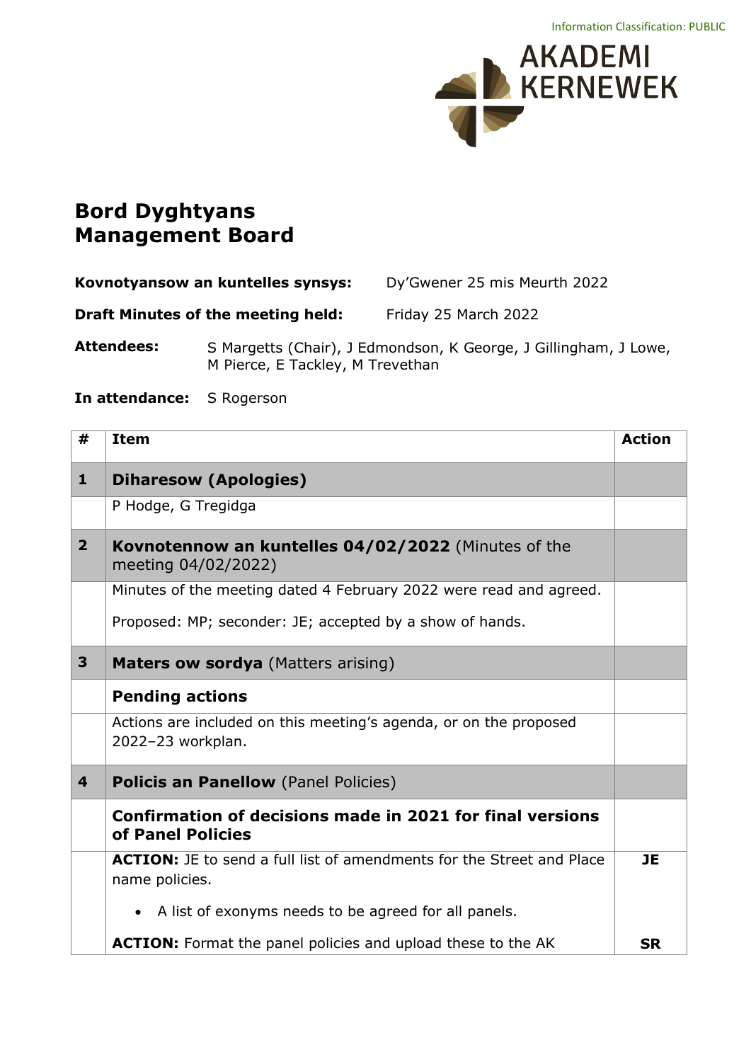Information Classification: PUBLIC

AKADEMI KERNEWEK

# Bord Dyghtyans
# Management Board

**Kovnotyansow an kuntelles synsys:** Dy'Gwener 25 mis Meurth 2022

**Draft Minutes of the meeting held:** Friday 25 March 2022

**Attendees:** S Margetts (Chair), J Edmondson, K George, J Gillingham, J Lowe, M Pierce, E Tackley, M Trevethan

**In attendance:** S Rogerson

| # | Item | Action |
|---|---|---|
| **1** | **Diharesow (Apologies)** | |
| | P Hodge, G Tregidga | |
| **2** | **Kovnotennow an kuntelles 04/02/2022** (Minutes of the meeting 04/02/2022) | |
| | Minutes of the meeting dated 4 February 2022 were read and agreed.<br><br>Proposed: MP; seconder: JE; accepted by a show of hands. | |
| **3** | **Maters ow sordya** (Matters arising) | |
| | **Pending actions** | |
| | Actions are included on this meeting's agenda, or on the proposed 2022–23 workplan. | |
| **4** | **Policis an Panellow** (Panel Policies) | |
| | **Confirmation of decisions made in 2021 for final versions of Panel Policies** | |
| | **ACTION:** JE to send a full list of amendments for the Street and Place name policies.<br><br>• A list of exonyms needs to be agreed for all panels. | **JE** |
| | **ACTION:** Format the panel policies and upload these to the AK | **SR** |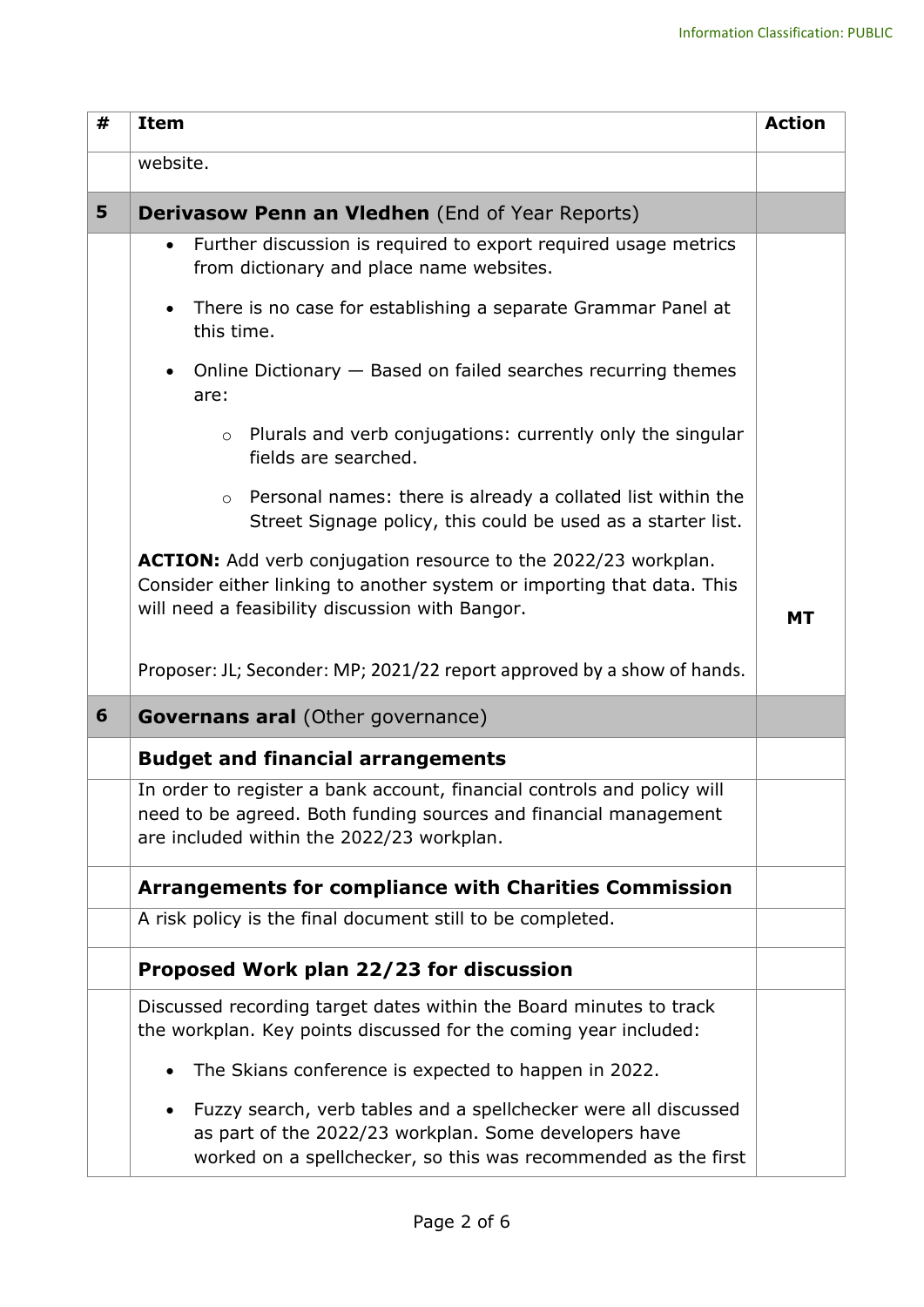| # | Item | Action |
|---|---|---|
| | website. | |
| **5** | **Derivasow Penn an Vledhen** (End of Year Reports) | |
| | • Further discussion is required to export required usage metrics from dictionary and place name websites.<br><br>• There is no case for establishing a separate Grammar Panel at this time.<br><br>• Online Dictionary — Based on failed searches recurring themes are:<br>&nbsp;&nbsp;&nbsp;&nbsp;○ Plurals and verb conjugations: currently only the singular fields are searched.<br>&nbsp;&nbsp;&nbsp;&nbsp;○ Personal names: there is already a collated list within the Street Signage policy, this could be used as a starter list.<br><br>**ACTION:** Add verb conjugation resource to the 2022/23 workplan. Consider either linking to another system or importing that data. This will need a feasibility discussion with Bangor.<br><br>Proposer: JL; Seconder: MP; 2021/22 report approved by a show of hands. | **MT** |
| **6** | **Governans aral** (Other governance) | |
| | **Budget and financial arrangements** | |
| | In order to register a bank account, financial controls and policy will need to be agreed. Both funding sources and financial management are included within the 2022/23 workplan. | |
| | **Arrangements for compliance with Charities Commission** | |
| | A risk policy is the final document still to be completed. | |
| | **Proposed Work plan 22/23 for discussion** | |
| | Discussed recording target dates within the Board minutes to track the workplan. Key points discussed for the coming year included:<br><br>• The Skians conference is expected to happen in 2022.<br><br>• Fuzzy search, verb tables and a spellchecker were all discussed as part of the 2022/23 workplan. Some developers have worked on a spellchecker, so this was recommended as the first | |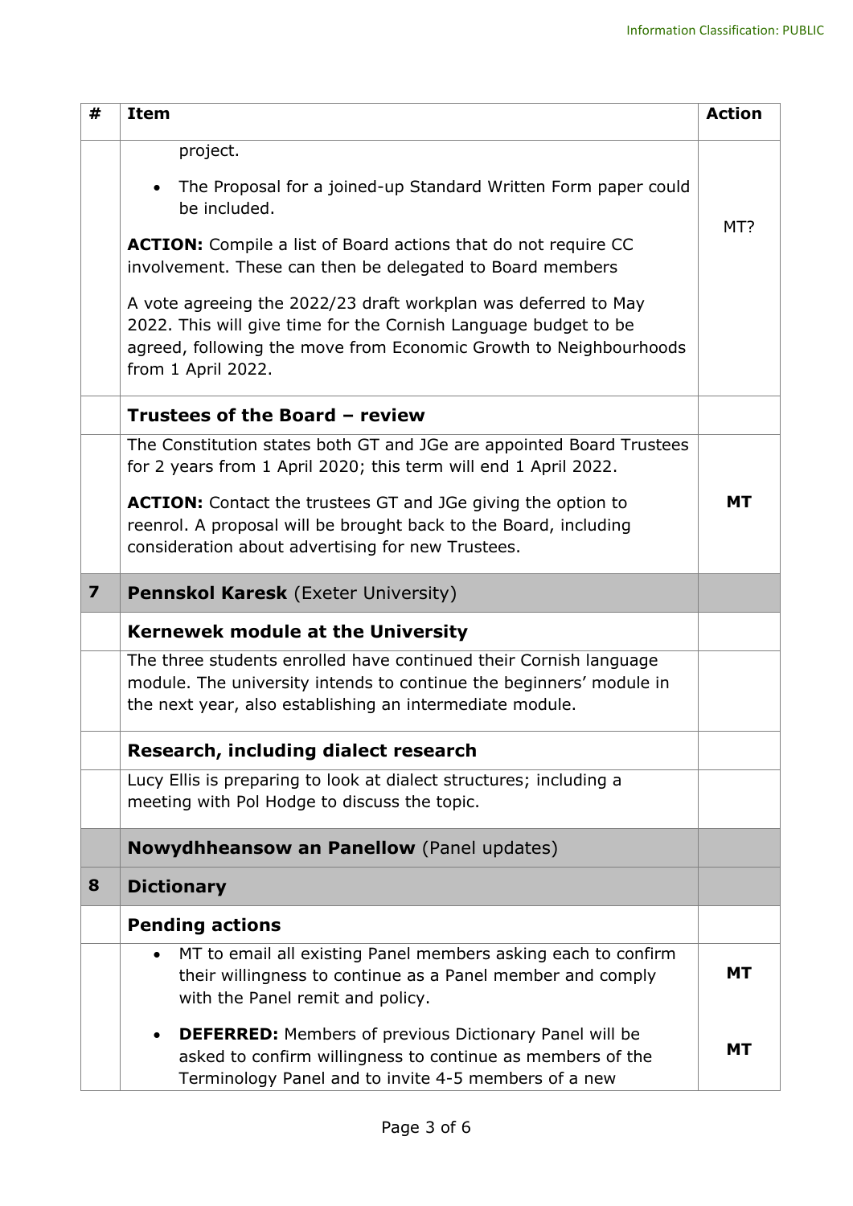| # | Item | Action |
|---|---|---|
| | project.<br>• The Proposal for a joined-up Standard Written Form paper could be included.<br>**ACTION:** Compile a list of Board actions that do not require CC involvement. These can then be delegated to Board members<br>A vote agreeing the 2022/23 draft workplan was deferred to May 2022. This will give time for the Cornish Language budget to be agreed, following the move from Economic Growth to Neighbourhoods from 1 April 2022. | MT? |
| | **Trustees of the Board – review** | |
| | The Constitution states both GT and JGe are appointed Board Trustees for 2 years from 1 April 2020; this term will end 1 April 2022.<br>**ACTION:** Contact the trustees GT and JGe giving the option to reenrol. A proposal will be brought back to the Board, including consideration about advertising for new Trustees. | **MT** |
| **7** | **Pennskol Karesk** (Exeter University) | |
| | **Kernewek module at the University** | |
| | The three students enrolled have continued their Cornish language module. The university intends to continue the beginners' module in the next year, also establishing an intermediate module. | |
| | **Research, including dialect research** | |
| | Lucy Ellis is preparing to look at dialect structures; including a meeting with Pol Hodge to discuss the topic. | |
| | **Nowydhheansow an Panellow** (Panel updates) | |
| **8** | **Dictionary** | |
| | **Pending actions** | |
| | • MT to email all existing Panel members asking each to confirm their willingness to continue as a Panel member and comply with the Panel remit and policy. | **MT** |
| | • **DEFERRED:** Members of previous Dictionary Panel will be asked to confirm willingness to continue as members of the Terminology Panel and to invite 4-5 members of a new | **MT** |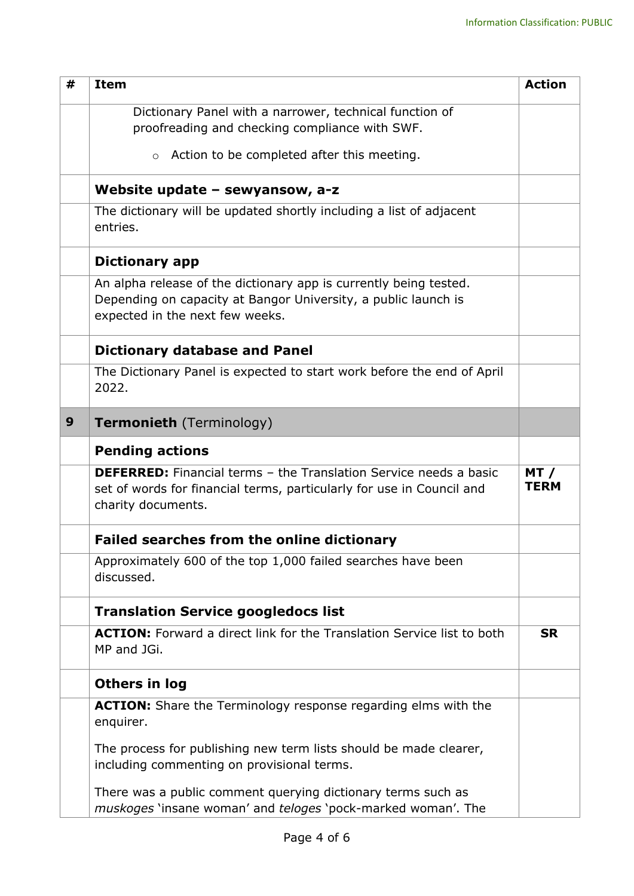| # | Item | Action |
|---|---|---|
| | Dictionary Panel with a narrower, technical function of proofreading and checking compliance with SWF.<br>◦ Action to be completed after this meeting. | |
| | **Website update – sewyansow, a-z** | |
| | The dictionary will be updated shortly including a list of adjacent entries. | |
| | **Dictionary app** | |
| | An alpha release of the dictionary app is currently being tested. Depending on capacity at Bangor University, a public launch is expected in the next few weeks. | |
| | **Dictionary database and Panel** | |
| | The Dictionary Panel is expected to start work before the end of April 2022. | |
| **9** | **Termonieth** (Terminology) | |
| | **Pending actions** | |
| | **DEFERRED:** Financial terms – the Translation Service needs a basic set of words for financial terms, particularly for use in Council and charity documents. | **MT / TERM** |
| | **Failed searches from the online dictionary** | |
| | Approximately 600 of the top 1,000 failed searches have been discussed. | |
| | **Translation Service googledocs list** | |
| | **ACTION:** Forward a direct link for the Translation Service list to both MP and JGi. | **SR** |
| | **Others in log** | |
| | **ACTION:** Share the Terminology response regarding elms with the enquirer.<br><br>The process for publishing new term lists should be made clearer, including commenting on provisional terms.<br><br>There was a public comment querying dictionary terms such as *muskoges* 'insane woman' and *teloges* 'pock-marked woman'. The | |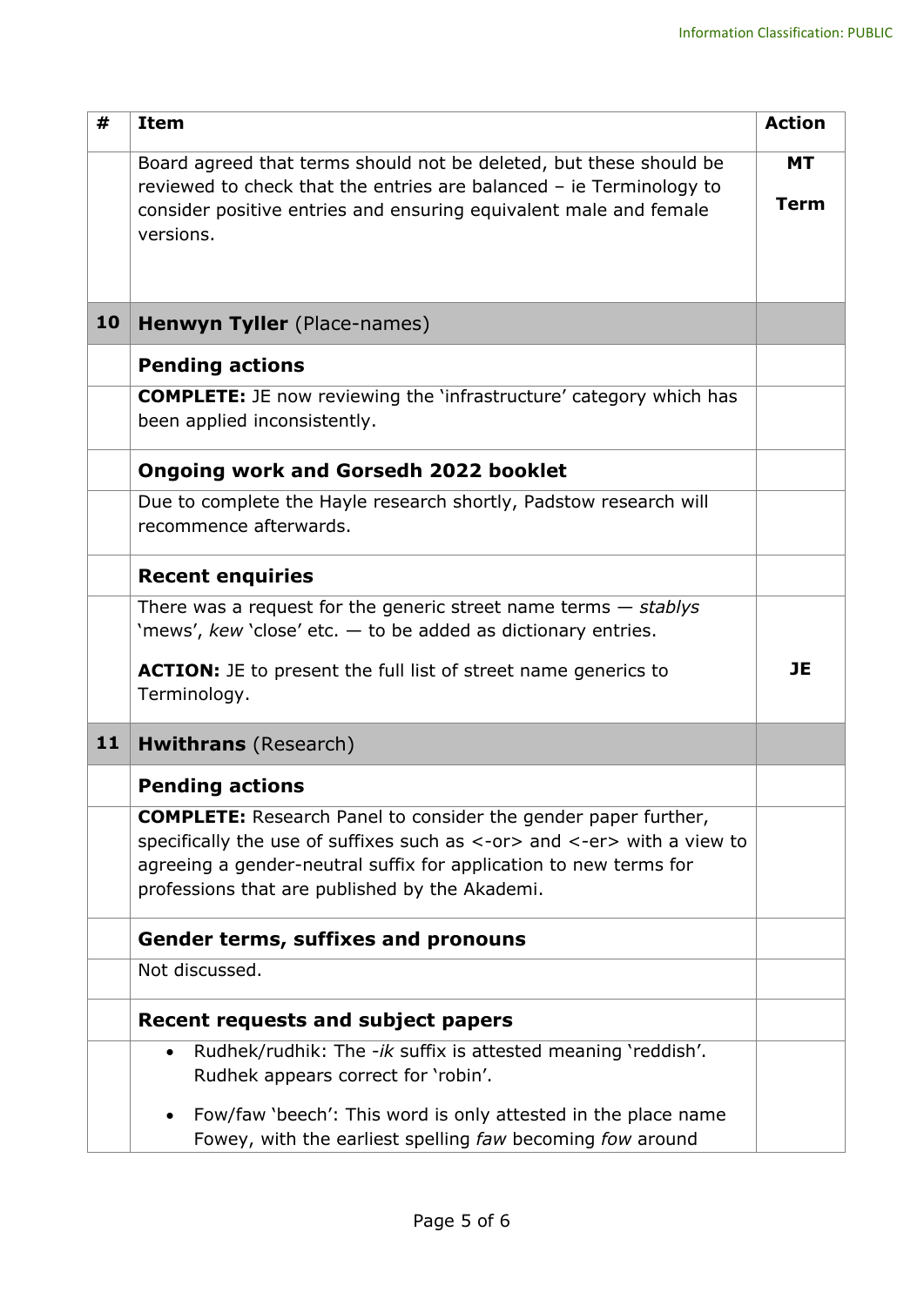| # | Item | Action |
|---|---|---|
| | Board agreed that terms should not be deleted, but these should be reviewed to check that the entries are balanced – ie Terminology to consider positive entries and ensuring equivalent male and female versions. | **MT**<br><br>**Term** |
| **10** | **Henwyn Tyller** (Place-names) | |
| | **Pending actions** | |
| | **COMPLETE:** JE now reviewing the 'infrastructure' category which has been applied inconsistently. | |
| | **Ongoing work and Gorsedh 2022 booklet** | |
| | Due to complete the Hayle research shortly, Padstow research will recommence afterwards. | |
| | **Recent enquiries** | |
| | There was a request for the generic street name terms — *stablys* 'mews', *kew* 'close' etc. — to be added as dictionary entries.<br><br>**ACTION:** JE to present the full list of street name generics to Terminology. | **JE** |
| **11** | **Hwithrans** (Research) | |
| | **Pending actions** | |
| | **COMPLETE:** Research Panel to consider the gender paper further, specifically the use of suffixes such as <-or> and <-er> with a view to agreeing a gender-neutral suffix for application to new terms for professions that are published by the Akademi. | |
| | **Gender terms, suffixes and pronouns** | |
| | Not discussed. | |
| | **Recent requests and subject papers** | |
| | • Rudhek/rudhik: The *-ik* suffix is attested meaning 'reddish'. Rudhek appears correct for 'robin'.<br><br>• Fow/faw 'beech': This word is only attested in the place name Fowey, with the earliest spelling *faw* becoming *fow* around | |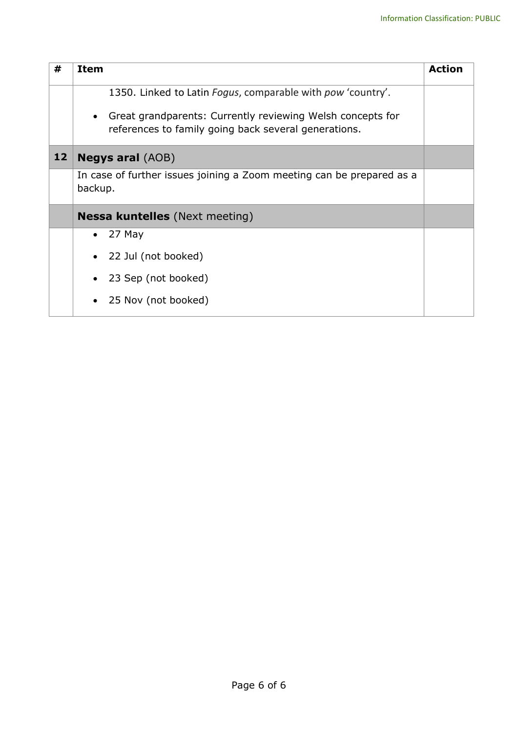| # | Item | Action |
|---|---|---|
| | 1350. Linked to Latin *Fogus*, comparable with *pow* 'country'.<br><br>• Great grandparents: Currently reviewing Welsh concepts for references to family going back several generations. | |
| **12** | **Negys aral** (AOB) | |
| | In case of further issues joining a Zoom meeting can be prepared as a backup. | |
| | **Nessa kuntelles** (Next meeting) | |
| | • 27 May<br>• 22 Jul (not booked)<br>• 23 Sep (not booked)<br>• 25 Nov (not booked) | |